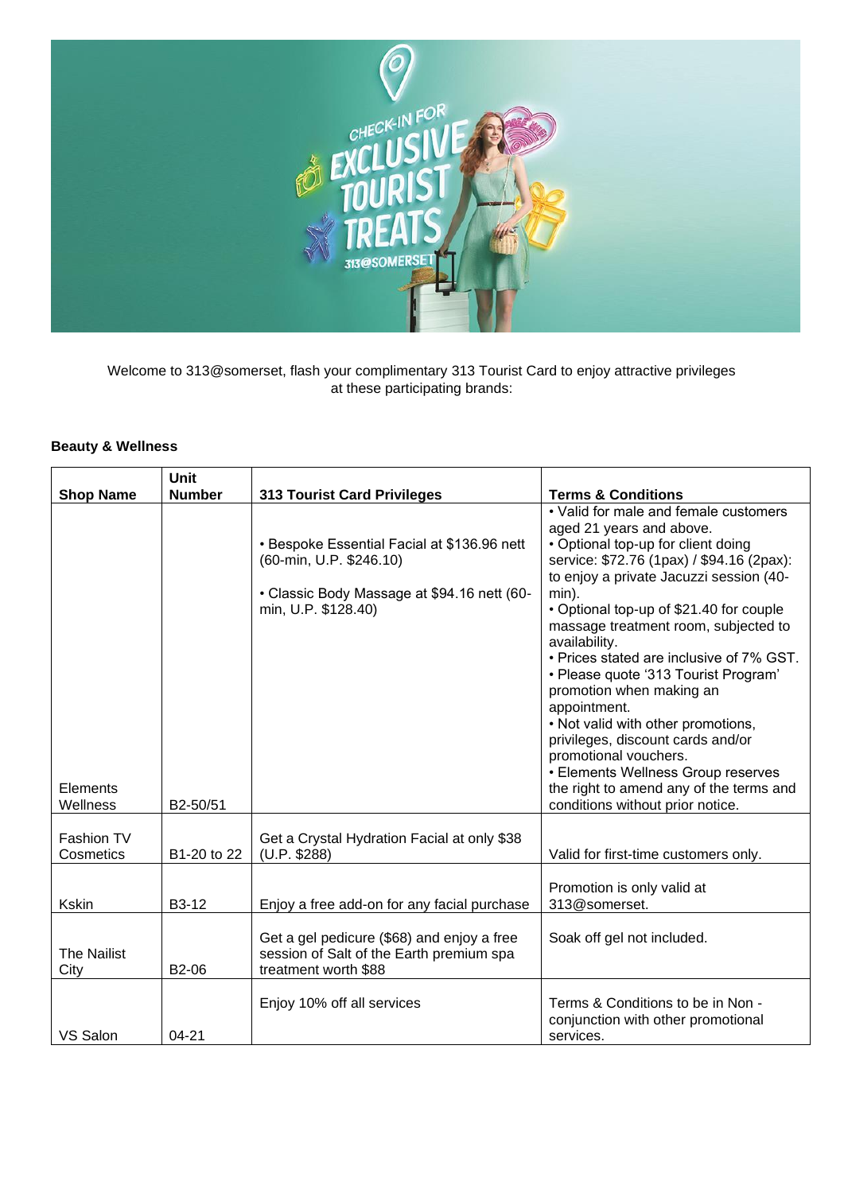Welcome to 313@somerset, flash your complimentary 313 Tourist Card to enjoy attractive privileges at these participating brands:

**Beauty & Wellness**

| Shop Name | Unit Number | 313 Tourist Card Privileges | Terms & Conditions |
|---|---|---|---|
| Elements Wellness | B2-50/51 | • Bespoke Essential Facial at $136.96 nett (60-min, U.P. $246.10)<br>• Classic Body Massage at $94.16 nett (60-min, U.P. $128.40) | • Valid for male and female customers aged 21 years and above.<br>• Optional top-up for client doing service: $72.76 (1pax) / $94.16 (2pax): to enjoy a private Jacuzzi session (40-min).<br>• Optional top-up of $21.40 for couple massage treatment room, subjected to availability.<br>• Prices stated are inclusive of 7% GST.<br>• Please quote '313 Tourist Program' promotion when making an appointment.<br>• Not valid with other promotions, privileges, discount cards and/or promotional vouchers.<br>• Elements Wellness Group reserves the right to amend any of the terms and conditions without prior notice. |
| Fashion TV Cosmetics | B1-20 to 22 | Get a Crystal Hydration Facial at only $38 (U.P. $288) | Valid for first-time customers only. |
| Kskin | B3-12 | Enjoy a free add-on for any facial purchase | Promotion is only valid at 313@somerset. |
| The Nailist City | B2-06 | Get a gel pedicure ($68) and enjoy a free session of Salt of the Earth premium spa treatment worth $88 | Soak off gel not included. |
| VS Salon | 04-21 | Enjoy 10% off all services | Terms & Conditions to be in Non - conjunction with other promotional services. |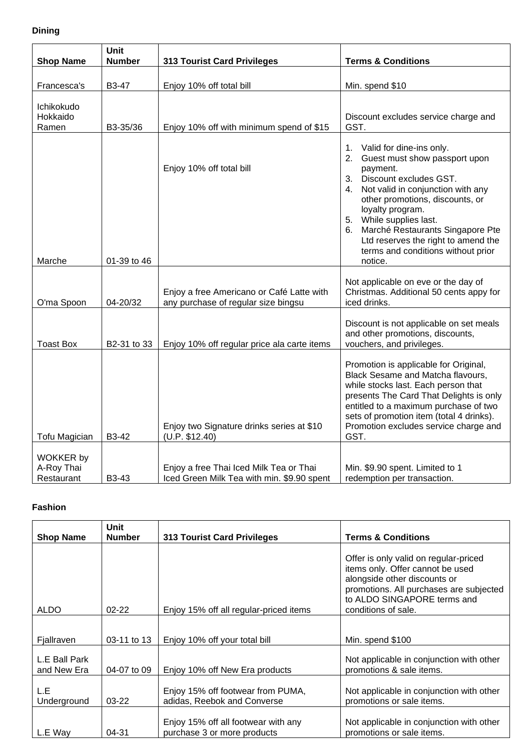**Dining**

| Shop Name | Unit Number | 313 Tourist Card Privileges | Terms & Conditions |
| --- | --- | --- | --- |
| Francesca's | B3-47 | Enjoy 10% off total bill | Min. spend $10 |
| Ichikokudo Hokkaido Ramen | B3-35/36 | Enjoy 10% off with minimum spend of $15 | Discount excludes service charge and GST. |
| Marche | 01-39 to 46 | Enjoy 10% off total bill | 1. Valid for dine-ins only.<br>2. Guest must show passport upon payment.<br>3. Discount excludes GST.<br>4. Not valid in conjunction with any other promotions, discounts, or loyalty program.<br>5. While supplies last.<br>6. Marché Restaurants Singapore Pte Ltd reserves the right to amend the terms and conditions without prior notice. |
| O'ma Spoon | 04-20/32 | Enjoy a free Americano or Café Latte with any purchase of regular size bingsu | Not applicable on eve or the day of Christmas. Additional 50 cents appy for iced drinks. |
| Toast Box | B2-31 to 33 | Enjoy 10% off regular price ala carte items | Discount is not applicable on set meals and other promotions, discounts, vouchers, and privileges. |
| Tofu Magician | B3-42 | Enjoy two Signature drinks series at $10 (U.P. $12.40) | Promotion is applicable for Original, Black Sesame and Matcha flavours, while stocks last. Each person that presents The Card That Delights is only entitled to a maximum purchase of two sets of promotion item (total 4 drinks). Promotion excludes service charge and GST. |
| WOKKER by A-Roy Thai Restaurant | B3-43 | Enjoy a free Thai Iced Milk Tea or Thai Iced Green Milk Tea with min. $9.90 spent | Min. $9.90 spent. Limited to 1 redemption per transaction. |

**Fashion**

| Shop Name | Unit Number | 313 Tourist Card Privileges | Terms & Conditions |
| --- | --- | --- | --- |
| ALDO | 02-22 | Enjoy 15% off all regular-priced items | Offer is only valid on regular-priced items only. Offer cannot be used alongside other discounts or promotions. All purchases are subjected to ALDO SINGAPORE terms and conditions of sale. |
| Fjallraven | 03-11 to 13 | Enjoy 10% off your total bill | Min. spend $100 |
| L.E Ball Park and New Era | 04-07 to 09 | Enjoy 10% off New Era products | Not applicable in conjunction with other promotions & sale items. |
| L.E Underground | 03-22 | Enjoy 15% off footwear from PUMA, adidas, Reebok and Converse | Not applicable in conjunction with other promotions or sale items. |
| L.E Way | 04-31 | Enjoy 15% off all footwear with any purchase 3 or more products | Not applicable in conjunction with other promotions or sale items. |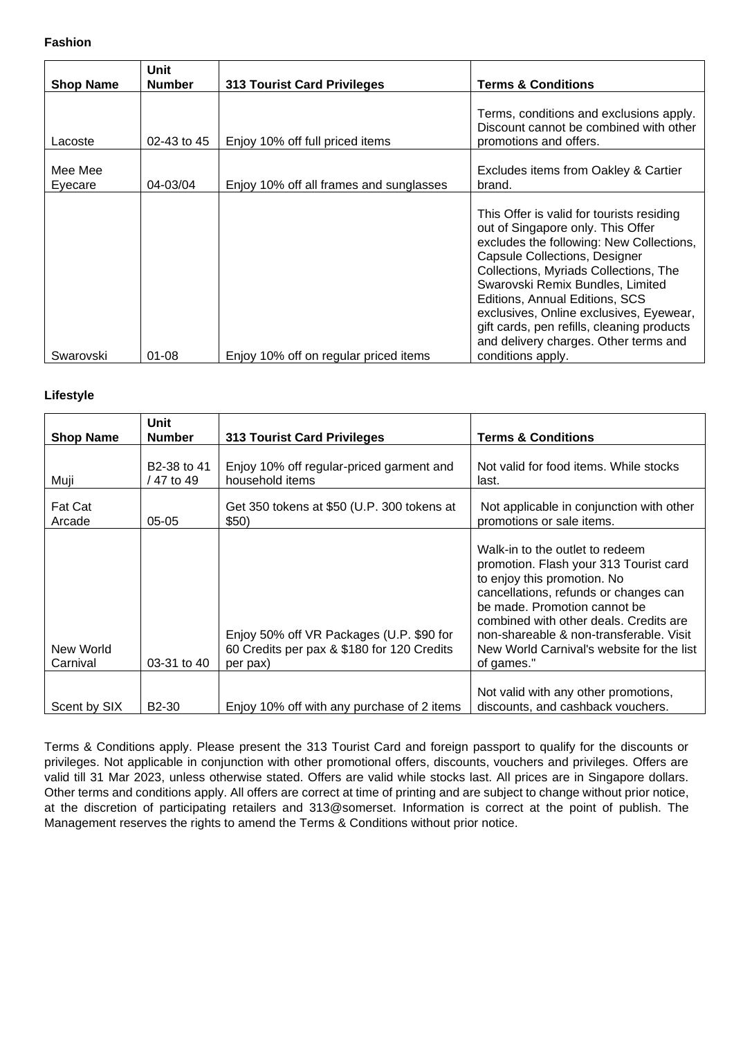**Fashion**

| Shop Name | Unit Number | 313 Tourist Card Privileges | Terms & Conditions |
| --- | --- | --- | --- |
| Lacoste | 02-43 to 45 | Enjoy 10% off full priced items | Terms, conditions and exclusions apply. Discount cannot be combined with other promotions and offers. |
| Mee Mee Eyecare | 04-03/04 | Enjoy 10% off all frames and sunglasses | Excludes items from Oakley & Cartier brand. |
| Swarovski | 01-08 | Enjoy 10% off on regular priced items | This Offer is valid for tourists residing out of Singapore only. This Offer excludes the following: New Collections, Capsule Collections, Designer Collections, Myriads Collections, The Swarovski Remix Bundles, Limited Editions, Annual Editions, SCS exclusives, Online exclusives, Eyewear, gift cards, pen refills, cleaning products and delivery charges. Other terms and conditions apply. |

**Lifestyle**

| Shop Name | Unit Number | 313 Tourist Card Privileges | Terms & Conditions |
| --- | --- | --- | --- |
| Muji | B2-38 to 41 / 47 to 49 | Enjoy 10% off regular-priced garment and household items | Not valid for food items. While stocks last. |
| Fat Cat Arcade | 05-05 | Get 350 tokens at $50 (U.P. 300 tokens at $50) | Not applicable in conjunction with other promotions or sale items. |
| New World Carnival | 03-31 to 40 | Enjoy 50% off VR Packages (U.P. $90 for 60 Credits per pax & $180 for 120 Credits per pax) | Walk-in to the outlet to redeem promotion. Flash your 313 Tourist card to enjoy this promotion. No cancellations, refunds or changes can be made. Promotion cannot be combined with other deals. Credits are non-shareable & non-transferable. Visit New World Carnival's website for the list of games." |
| Scent by SIX | B2-30 | Enjoy 10% off with any purchase of 2 items | Not valid with any other promotions, discounts, and cashback vouchers. |

Terms & Conditions apply. Please present the 313 Tourist Card and foreign passport to qualify for the discounts or privileges. Not applicable in conjunction with other promotional offers, discounts, vouchers and privileges. Offers are valid till 31 Mar 2023, unless otherwise stated. Offers are valid while stocks last. All prices are in Singapore dollars. Other terms and conditions apply. All offers are correct at time of printing and are subject to change without prior notice, at the discretion of participating retailers and 313@somerset. Information is correct at the point of publish. The Management reserves the rights to amend the Terms & Conditions without prior notice.